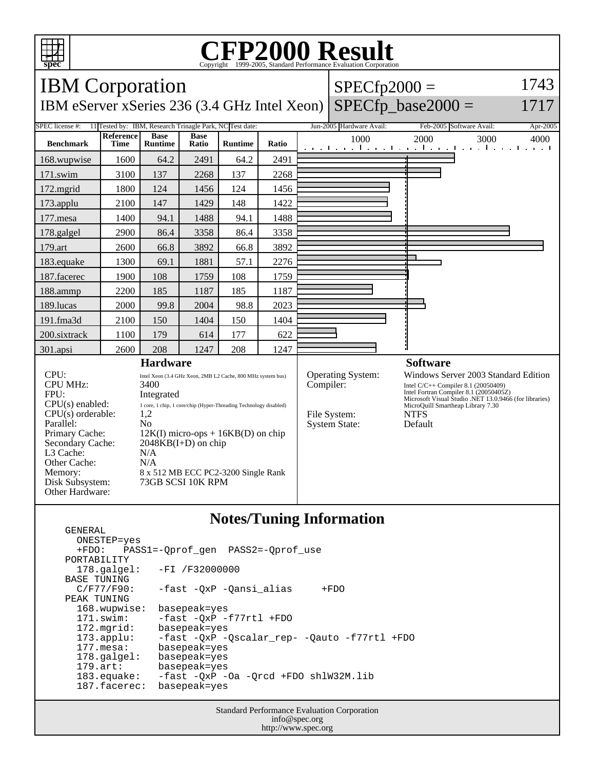# CFP2000 Result

Copyright 1999-2005, Standard Performance Evaluation Corporation

## IBM Corporation

IBM eServer xSeries 236 (3.4 GHz Intel Xeon)

SPECfp2000 = 1743

SPECfp_base2000 = 1717

| SPEC license #: | 11 | Tested by: | IBM, Research Trinagle Park, NC | Test date: | Jun-2005 | Hardware Avail: | Feb-2005 | Software Avail: | Apr-2005 |
|---|---|---|---|---|---|---|---|---|---|

| Benchmark | Reference Time | Base Runtime | Base Ratio | Runtime | Ratio |
|---|---|---|---|---|---|
| 168.wupwise | 1600 | 64.2 | 2491 | 64.2 | 2491 |
| 171.swim | 3100 | 137 | 2268 | 137 | 2268 |
| 172.mgrid | 1800 | 124 | 1456 | 124 | 1456 |
| 173.applu | 2100 | 147 | 1429 | 148 | 1422 |
| 177.mesa | 1400 | 94.1 | 1488 | 94.1 | 1488 |
| 178.galgel | 2900 | 86.4 | 3358 | 86.4 | 3358 |
| 179.art | 2600 | 66.8 | 3892 | 66.8 | 3892 |
| 183.equake | 1300 | 69.1 | 1881 | 57.1 | 2276 |
| 187.facerec | 1900 | 108 | 1759 | 108 | 1759 |
| 188.ammp | 2200 | 185 | 1187 | 185 | 1187 |
| 189.lucas | 2000 | 99.8 | 2004 | 98.8 | 2023 |
| 191.fma3d | 2100 | 150 | 1404 | 150 | 1404 |
| 200.sixtrack | 1100 | 179 | 614 | 177 | 622 |
| 301.apsi | 2600 | 208 | 1247 | 208 | 1247 |

### Hardware

| | |
|---|---|
| CPU: | Intel Xeon (3.4 GHz Xeon, 2MB L2 Cache, 800 MHz system bus) |
| CPU MHz: | 3400 |
| FPU: | Integrated |
| CPU(s) enabled: | 1 core, 1 chip, 1 core/chip (Hyper-Threading Technology disabled) |
| CPU(s) orderable: | 1,2 |
| Parallel: | No |
| Primary Cache: | 12K(I) micro-ops + 16KB(D) on chip |
| Secondary Cache: | 2048KB(I+D) on chip |
| L3 Cache: | N/A |
| Other Cache: | N/A |
| Memory: | 8 x 512 MB ECC PC2-3200 Single Rank |
| Disk Subsystem: | 73GB SCSI 10K RPM |
| Other Hardware: | |

### Software

| | |
|---|---|
| Operating System: | Windows Server 2003 Standard Edition |
| Compiler: | Intel C/C++ Compiler 8.1 (20050409)<br>Intel Fortran Compiler 8.1 (20050405Z)<br>Microsoft Visual Studio .NET 13.0.9466 (for libraries)<br>MicroQuill Smartheap Library 7.30 |
| File System: | NTFS |
| System State: | Default |

### Notes/Tuning Information

```
GENERAL
  ONESTEP=yes
  +FDO:   PASS1=-Qprof_gen  PASS2=-Qprof_use
PORTABILITY
  178.galgel:   -FI /F32000000
BASE TUNING
  C/F77/F90:    -fast -QxP -Qansi_alias     +FDO
PEAK TUNING
  168.wupwise:  basepeak=yes
  171.swim:     -fast -QxP -f77rtl +FDO
  172.mgrid:    basepeak=yes
  173.applu:    -fast -QxP -Qscalar_rep- -Qauto -f77rtl +FDO
  177.mesa:     basepeak=yes
  178.galgel:   basepeak=yes
  179.art:      basepeak=yes
  183.equake:   -fast -QxP -Oa -Qrcd +FDO shlW32M.lib
  187.facerec:  basepeak=yes
```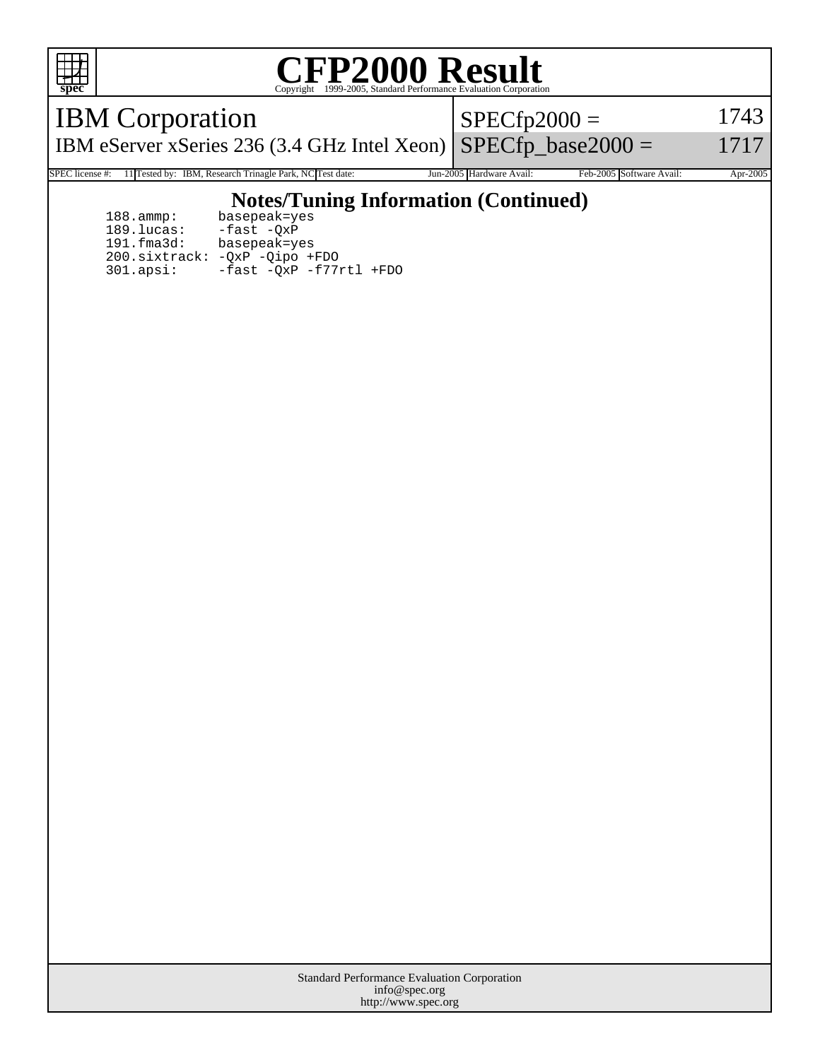# CFP2000 Result

Copyright 1999-2005, Standard Performance Evaluation Corporation

## IBM Corporation

IBM eServer xSeries 236 (3.4 GHz Intel Xeon)

SPECfp2000 = 1743

SPECfp_base2000 = 1717

| SPEC license #: | 11 | Tested by: | IBM, Research Trinagle Park, NC | Test date: | Jun-2005 | Hardware Avail: | Feb-2005 | Software Avail: | Apr-2005 |
|---|---|---|---|---|---|---|---|---|---|

### Notes/Tuning Information (Continued)

```
188.ammp:     basepeak=yes
189.lucas:    -fast -QxP
191.fma3d:    basepeak=yes
200.sixtrack: -QxP -Qipo +FDO
301.apsi:     -fast -QxP -f77rtl +FDO
```

Standard Performance Evaluation Corporation
info@spec.org
http://www.spec.org